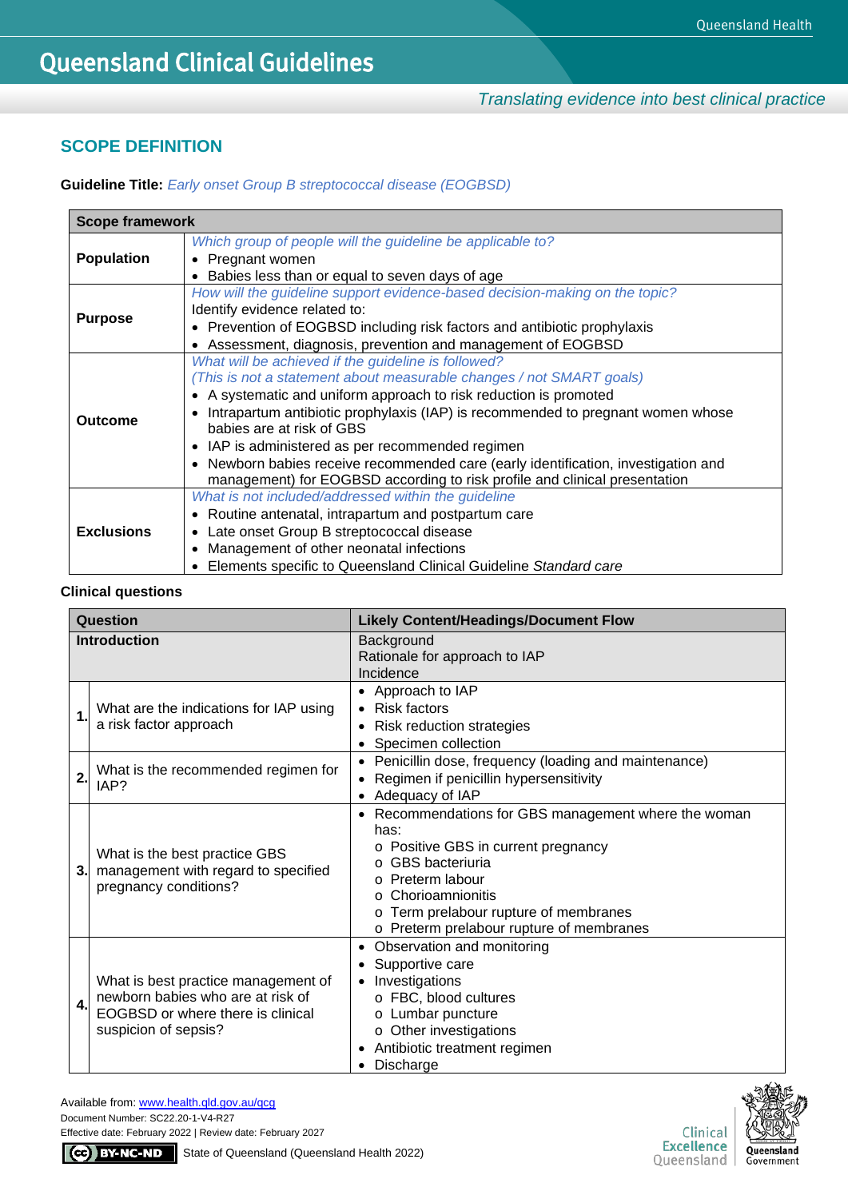# Queensland Clinical Guidelines

*Translating evidence into best clinical practice*

## SCOPE DEFINITION

**Guideline Title:** *Early onset Group B streptococcal disease (EOGBSD)*

| Scope framework | |
|---|---|
| **Population** | *Which group of people will the guideline be applicable to?*<br>• Pregnant women<br>• Babies less than or equal to seven days of age |
| **Purpose** | *How will the guideline support evidence-based decision-making on the topic?*<br>Identify evidence related to:<br>• Prevention of EOGBSD including risk factors and antibiotic prophylaxis<br>• Assessment, diagnosis, prevention and management of EOGBSD |
| **Outcome** | *What will be achieved if the guideline is followed?*<br>*(This is not a statement about measurable changes / not SMART goals)*<br>• A systematic and uniform approach to risk reduction is promoted<br>• Intrapartum antibiotic prophylaxis (IAP) is recommended to pregnant women whose babies are at risk of GBS<br>• IAP is administered as per recommended regimen<br>• Newborn babies receive recommended care (early identification, investigation and management) for EOGBSD according to risk profile and clinical presentation |
| **Exclusions** | *What is not included/addressed within the guideline*<br>• Routine antenatal, intrapartum and postpartum care<br>• Late onset Group B streptococcal disease<br>• Management of other neonatal infections<br>• Elements specific to Queensland Clinical Guideline *Standard care* |

**Clinical questions**

| Question | | Likely Content/Headings/Document Flow |
|---|---|---|
| **Introduction** | | Background<br>Rationale for approach to IAP<br>Incidence |
| **1.** | What are the indications for IAP using a risk factor approach | • Approach to IAP<br>• Risk factors<br>• Risk reduction strategies<br>• Specimen collection |
| **2.** | What is the recommended regimen for IAP? | • Penicillin dose, frequency (loading and maintenance)<br>• Regimen if penicillin hypersensitivity<br>• Adequacy of IAP |
| **3.** | What is the best practice GBS management with regard to specified pregnancy conditions? | • Recommendations for GBS management where the woman has:<br>o Positive GBS in current pregnancy<br>o GBS bacteriuria<br>o Preterm labour<br>o Chorioamnionitis<br>o Term prelabour rupture of membranes<br>o Preterm prelabour rupture of membranes |
| **4.** | What is best practice management of newborn babies who are at risk of EOGBSD or where there is clinical suspicion of sepsis? | • Observation and monitoring<br>• Supportive care<br>• Investigations<br>o FBC, blood cultures<br>o Lumbar puncture<br>o Other investigations<br>• Antibiotic treatment regimen<br>• Discharge |

Available from: www.health.qld.gov.au/qcg
Document Number: SC22.20-1-V4-R27
Effective date: February 2022 | Review date: February 2027
State of Queensland (Queensland Health 2022)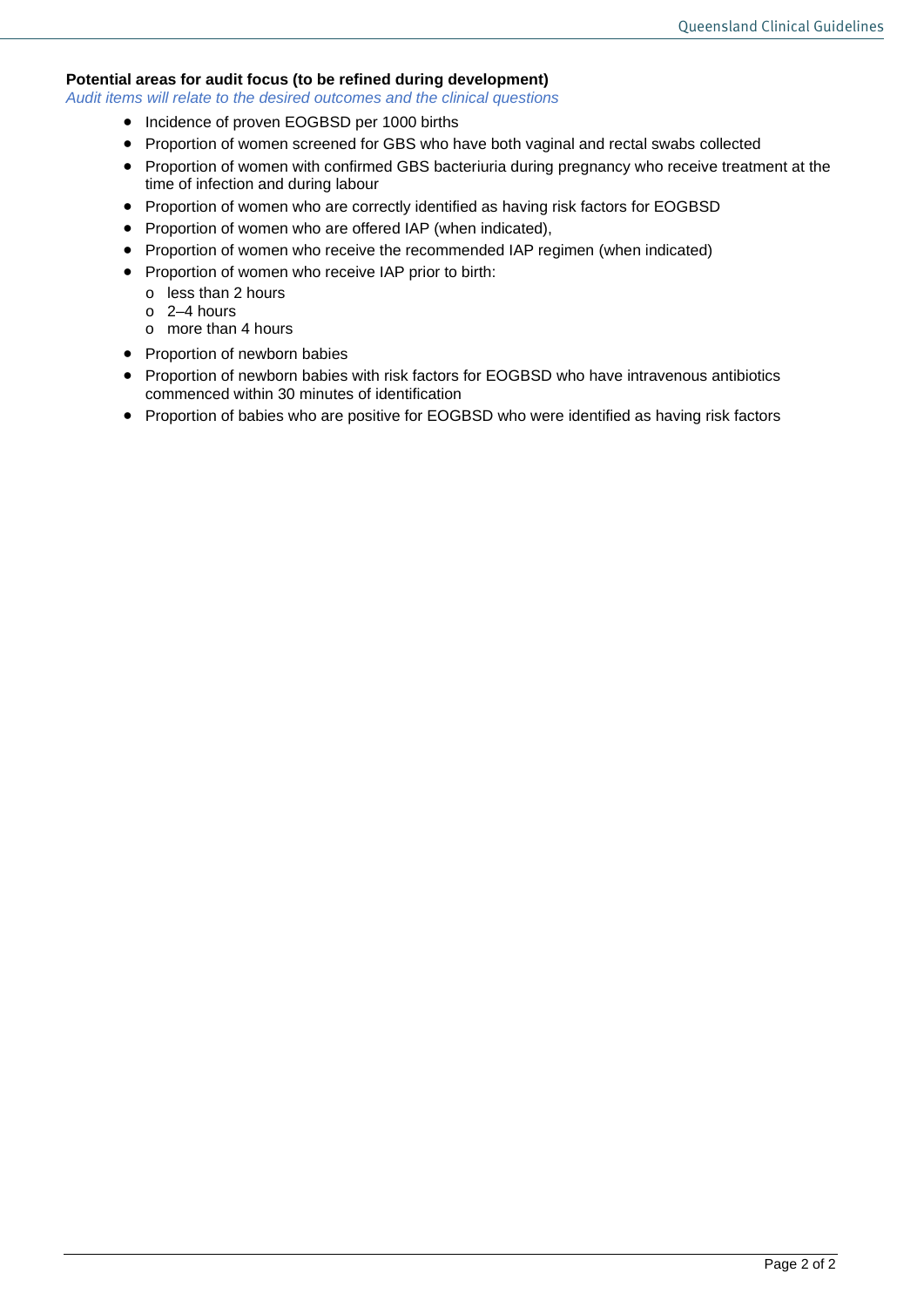**Potential areas for audit focus (to be refined during development)**

*Audit items will relate to the desired outcomes and the clinical questions*

- Incidence of proven EOGBSD per 1000 births
- Proportion of women screened for GBS who have both vaginal and rectal swabs collected
- Proportion of women with confirmed GBS bacteriuria during pregnancy who receive treatment at the time of infection and during labour
- Proportion of women who are correctly identified as having risk factors for EOGBSD
- Proportion of women who are offered IAP (when indicated),
- Proportion of women who receive the recommended IAP regimen (when indicated)
- Proportion of women who receive IAP prior to birth:
  - less than 2 hours
  - 2–4 hours
  - more than 4 hours
- Proportion of newborn babies
- Proportion of newborn babies with risk factors for EOGBSD who have intravenous antibiotics commenced within 30 minutes of identification
- Proportion of babies who are positive for EOGBSD who were identified as having risk factors